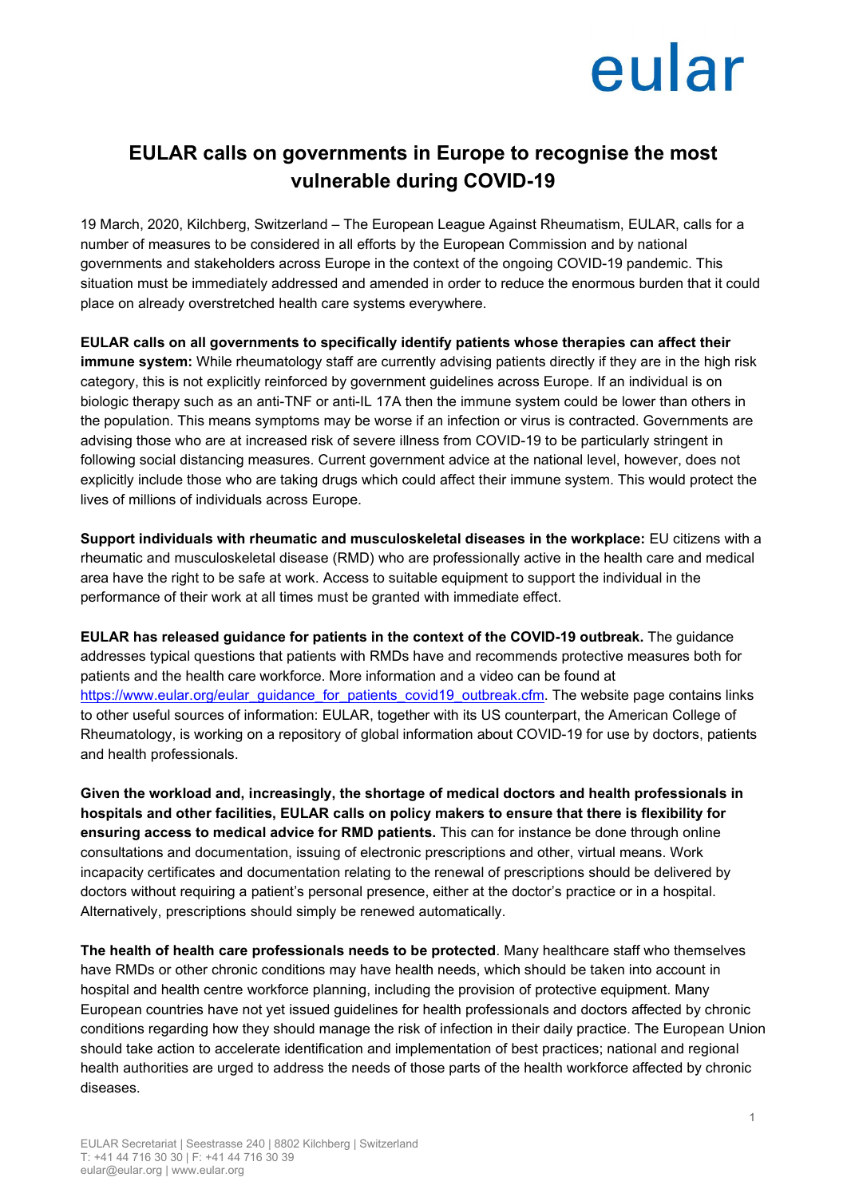eular

# EULAR calls on governments in Europe to recognise the most vulnerable during COVID-19

19 March, 2020, Kilchberg, Switzerland – The European League Against Rheumatism, EULAR, calls for a number of measures to be considered in all efforts by the European Commission and by national governments and stakeholders across Europe in the context of the ongoing COVID-19 pandemic. This situation must be immediately addressed and amended in order to reduce the enormous burden that it could place on already overstretched health care systems everywhere.

**EULAR calls on all governments to specifically identify patients whose therapies can affect their immune system:** While rheumatology staff are currently advising patients directly if they are in the high risk category, this is not explicitly reinforced by government guidelines across Europe. If an individual is on biologic therapy such as an anti-TNF or anti-IL 17A then the immune system could be lower than others in the population. This means symptoms may be worse if an infection or virus is contracted. Governments are advising those who are at increased risk of severe illness from COVID-19 to be particularly stringent in following social distancing measures. Current government advice at the national level, however, does not explicitly include those who are taking drugs which could affect their immune system. This would protect the lives of millions of individuals across Europe.

**Support individuals with rheumatic and musculoskeletal diseases in the workplace:** EU citizens with a rheumatic and musculoskeletal disease (RMD) who are professionally active in the health care and medical area have the right to be safe at work. Access to suitable equipment to support the individual in the performance of their work at all times must be granted with immediate effect.

**EULAR has released guidance for patients in the context of the COVID-19 outbreak.** The guidance addresses typical questions that patients with RMDs have and recommends protective measures both for patients and the health care workforce. More information and a video can be found at https://www.eular.org/eular_guidance_for_patients_covid19_outbreak.cfm. The website page contains links to other useful sources of information: EULAR, together with its US counterpart, the American College of Rheumatology, is working on a repository of global information about COVID-19 for use by doctors, patients and health professionals.

**Given the workload and, increasingly, the shortage of medical doctors and health professionals in hospitals and other facilities, EULAR calls on policy makers to ensure that there is flexibility for ensuring access to medical advice for RMD patients.** This can for instance be done through online consultations and documentation, issuing of electronic prescriptions and other, virtual means. Work incapacity certificates and documentation relating to the renewal of prescriptions should be delivered by doctors without requiring a patient's personal presence, either at the doctor's practice or in a hospital. Alternatively, prescriptions should simply be renewed automatically.

**The health of health care professionals needs to be protected**. Many healthcare staff who themselves have RMDs or other chronic conditions may have health needs, which should be taken into account in hospital and health centre workforce planning, including the provision of protective equipment. Many European countries have not yet issued guidelines for health professionals and doctors affected by chronic conditions regarding how they should manage the risk of infection in their daily practice. The European Union should take action to accelerate identification and implementation of best practices; national and regional health authorities are urged to address the needs of those parts of the health workforce affected by chronic diseases.

EULAR Secretariat | Seestrasse 240 | 8802 Kilchberg | Switzerland
T: +41 44 716 30 30 | F: +41 44 716 30 39
eular@eular.org | www.eular.org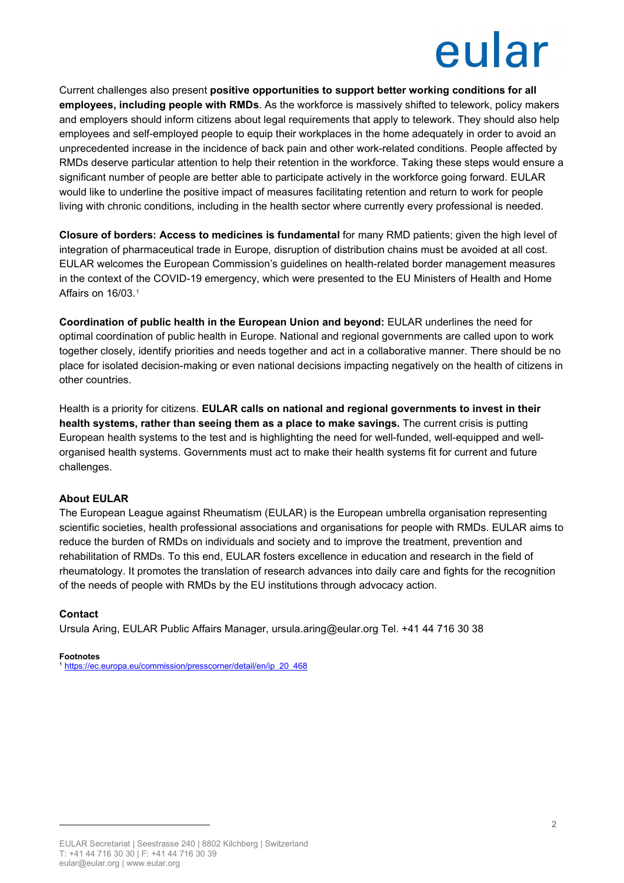Current challenges also present **positive opportunities to support better working conditions for all employees, including people with RMDs**. As the workforce is massively shifted to telework, policy makers and employers should inform citizens about legal requirements that apply to telework. They should also help employees and self-employed people to equip their workplaces in the home adequately in order to avoid an unprecedented increase in the incidence of back pain and other work-related conditions. People affected by RMDs deserve particular attention to help their retention in the workforce. Taking these steps would ensure a significant number of people are better able to participate actively in the workforce going forward. EULAR would like to underline the positive impact of measures facilitating retention and return to work for people living with chronic conditions, including in the health sector where currently every professional is needed.

**Closure of borders: Access to medicines is fundamental** for many RMD patients; given the high level of integration of pharmaceutical trade in Europe, disruption of distribution chains must be avoided at all cost. EULAR welcomes the European Commission's guidelines on health-related border management measures in the context of the COVID-19 emergency, which were presented to the EU Ministers of Health and Home Affairs on 16/03.[1]

**Coordination of public health in the European Union and beyond:** EULAR underlines the need for optimal coordination of public health in Europe. National and regional governments are called upon to work together closely, identify priorities and needs together and act in a collaborative manner. There should be no place for isolated decision-making or even national decisions impacting negatively on the health of citizens in other countries.

Health is a priority for citizens. **EULAR calls on national and regional governments to invest in their health systems, rather than seeing them as a place to make savings.** The current crisis is putting European health systems to the test and is highlighting the need for well-funded, well-equipped and well-organised health systems. Governments must act to make their health systems fit for current and future challenges.

**About EULAR**

The European League against Rheumatism (EULAR) is the European umbrella organisation representing scientific societies, health professional associations and organisations for people with RMDs. EULAR aims to reduce the burden of RMDs on individuals and society and to improve the treatment, prevention and rehabilitation of RMDs. To this end, EULAR fosters excellence in education and research in the field of rheumatology. It promotes the translation of research advances into daily care and fights for the recognition of the needs of people with RMDs by the EU institutions through advocacy action.

**Contact**

Ursula Aring, EULAR Public Affairs Manager, ursula.aring@eular.org Tel. +41 44 716 30 38

**Footnotes**

[1] https://ec.europa.eu/commission/presscorner/detail/en/ip_20_468